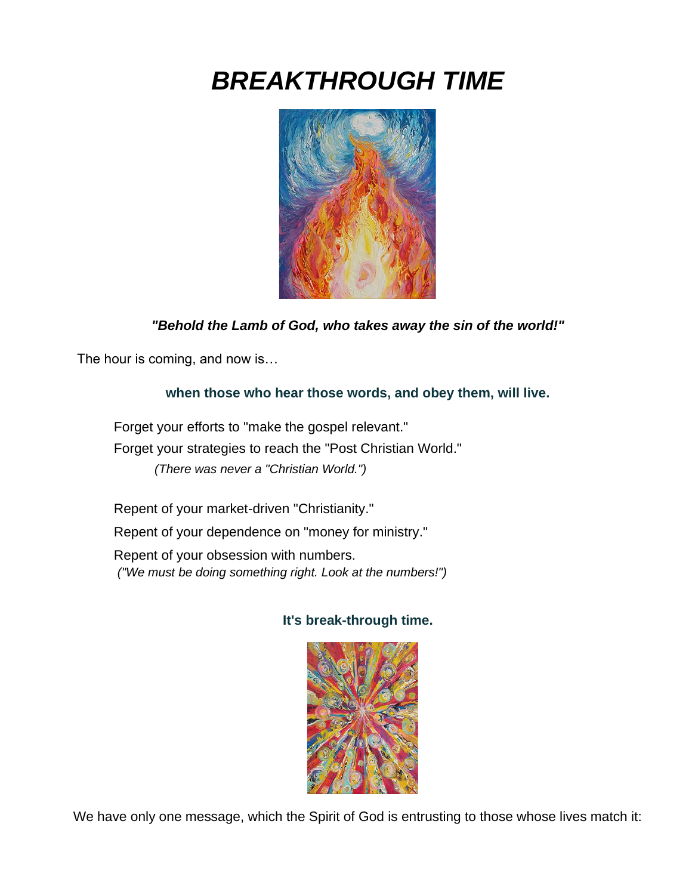# *BREAKTHROUGH TIME*

***"Behold the Lamb of God, who takes away the sin of the world!"***

The hour is coming, and now is…

**when those who hear those words, and obey them, will live.**

Forget your efforts to "make the gospel relevant."

Forget your strategies to reach the "Post Christian World."

*(There was never a "Christian World.")*

Repent of your market-driven "Christianity."

Repent of your dependence on "money for ministry."

Repent of your obsession with numbers.

*("We must be doing something right. Look at the numbers!")*

**It's break-through time.**

We have only one message, which the Spirit of God is entrusting to those whose lives match it: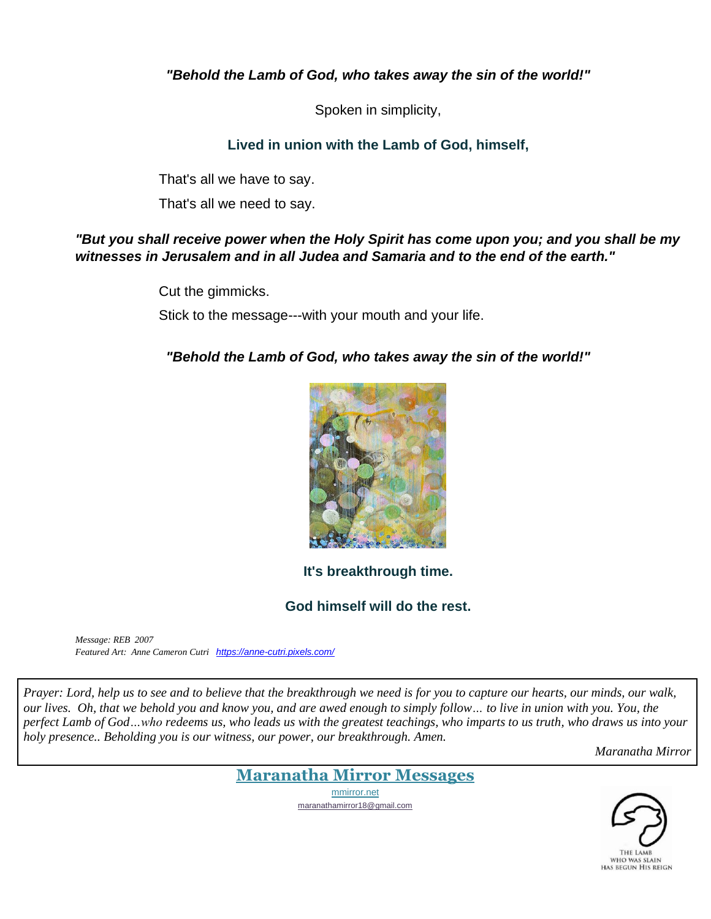***"Behold the Lamb of God, who takes away the sin of the world!"***

Spoken in simplicity,

**Lived in union with the Lamb of God, himself,**

That's all we have to say.

That's all we need to say.

***"But you shall receive power when the Holy Spirit has come upon you; and you shall be my witnesses in Jerusalem and in all Judea and Samaria and to the end of the earth."***

Cut the gimmicks.

Stick to the message---with your mouth and your life.

***"Behold the Lamb of God, who takes away the sin of the world!"***

**It's breakthrough time.**

**God himself will do the rest.**

*Message: REB 2007*
*Featured Art: Anne Cameron Cutri* https://anne-cutri.pixels.com/

*Prayer: Lord, help us to see and to believe that the breakthrough we need is for you to capture our hearts, our minds, our walk, our lives. Oh, that we behold you and know you, and are awed enough to simply follow… to live in union with you. You, the perfect Lamb of God…who redeems us, who leads us with the greatest teachings, who imparts to us truth, who draws us into your holy presence.. Beholding you is our witness, our power, our breakthrough. Amen.*

*Maranatha Mirror*

**Maranatha Mirror Messages**

mmirror.net

maranathamirror18@gmail.com

THE LAMB WHO WAS SLAIN HAS BEGUN HIS REIGN